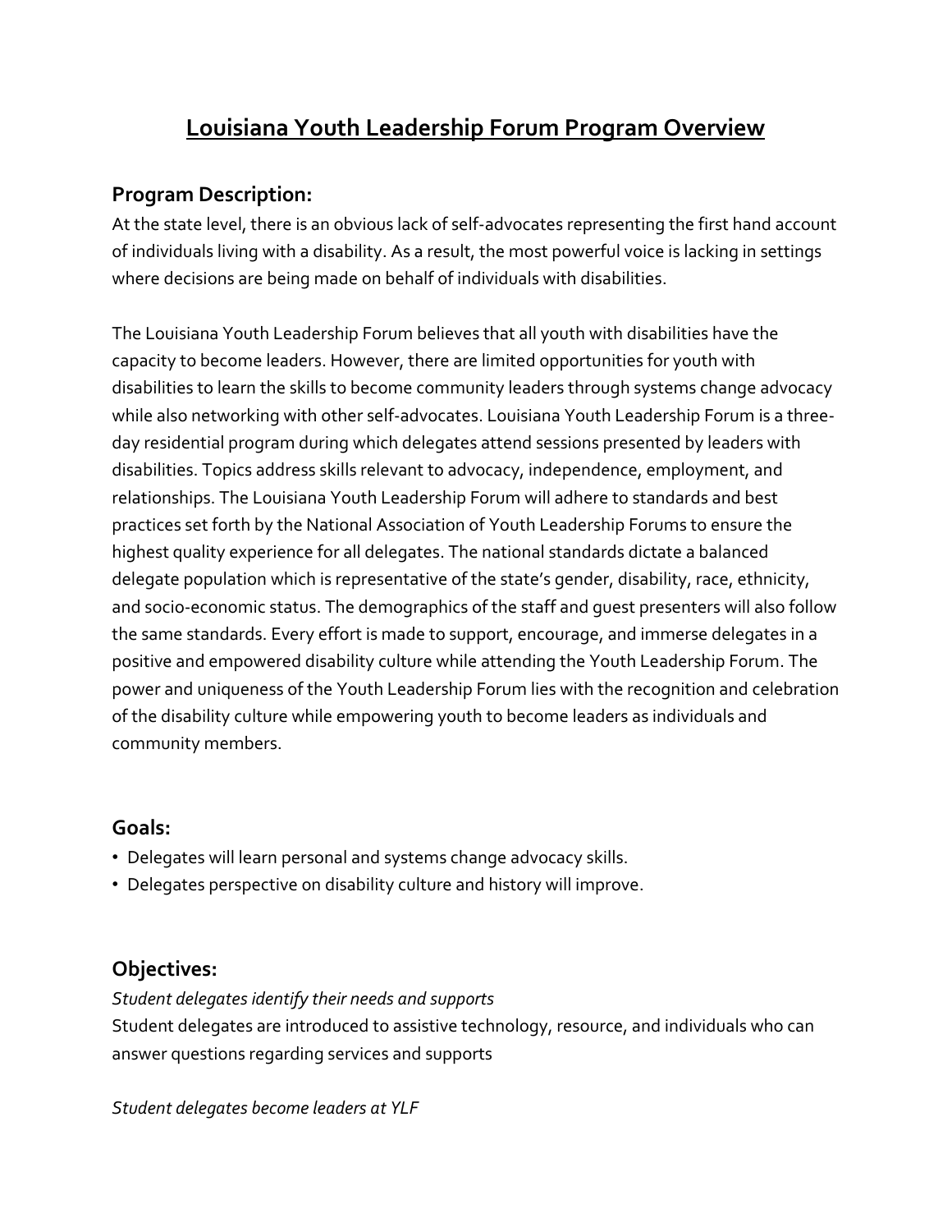# Louisiana Youth Leadership Forum Program Overview

## Program Description:

At the state level, there is an obvious lack of self-advocates representing the first hand account of individuals living with a disability. As a result, the most powerful voice is lacking in settings where decisions are being made on behalf of individuals with disabilities.

The Louisiana Youth Leadership Forum believes that all youth with disabilities have the capacity to become leaders. However, there are limited opportunities for youth with disabilities to learn the skills to become community leaders through systems change advocacy while also networking with other self-advocates. Louisiana Youth Leadership Forum is a three-day residential program during which delegates attend sessions presented by leaders with disabilities. Topics address skills relevant to advocacy, independence, employment, and relationships. The Louisiana Youth Leadership Forum will adhere to standards and best practices set forth by the National Association of Youth Leadership Forums to ensure the highest quality experience for all delegates. The national standards dictate a balanced delegate population which is representative of the state's gender, disability, race, ethnicity, and socio-economic status. The demographics of the staff and guest presenters will also follow the same standards. Every effort is made to support, encourage, and immerse delegates in a positive and empowered disability culture while attending the Youth Leadership Forum. The power and uniqueness of the Youth Leadership Forum lies with the recognition and celebration of the disability culture while empowering youth to become leaders as individuals and community members.

## Goals:

- Delegates will learn personal and systems change advocacy skills.
- Delegates perspective on disability culture and history will improve.

## Objectives:

*Student delegates identify their needs and supports*

Student delegates are introduced to assistive technology, resource, and individuals who can answer questions regarding services and supports

*Student delegates become leaders at YLF*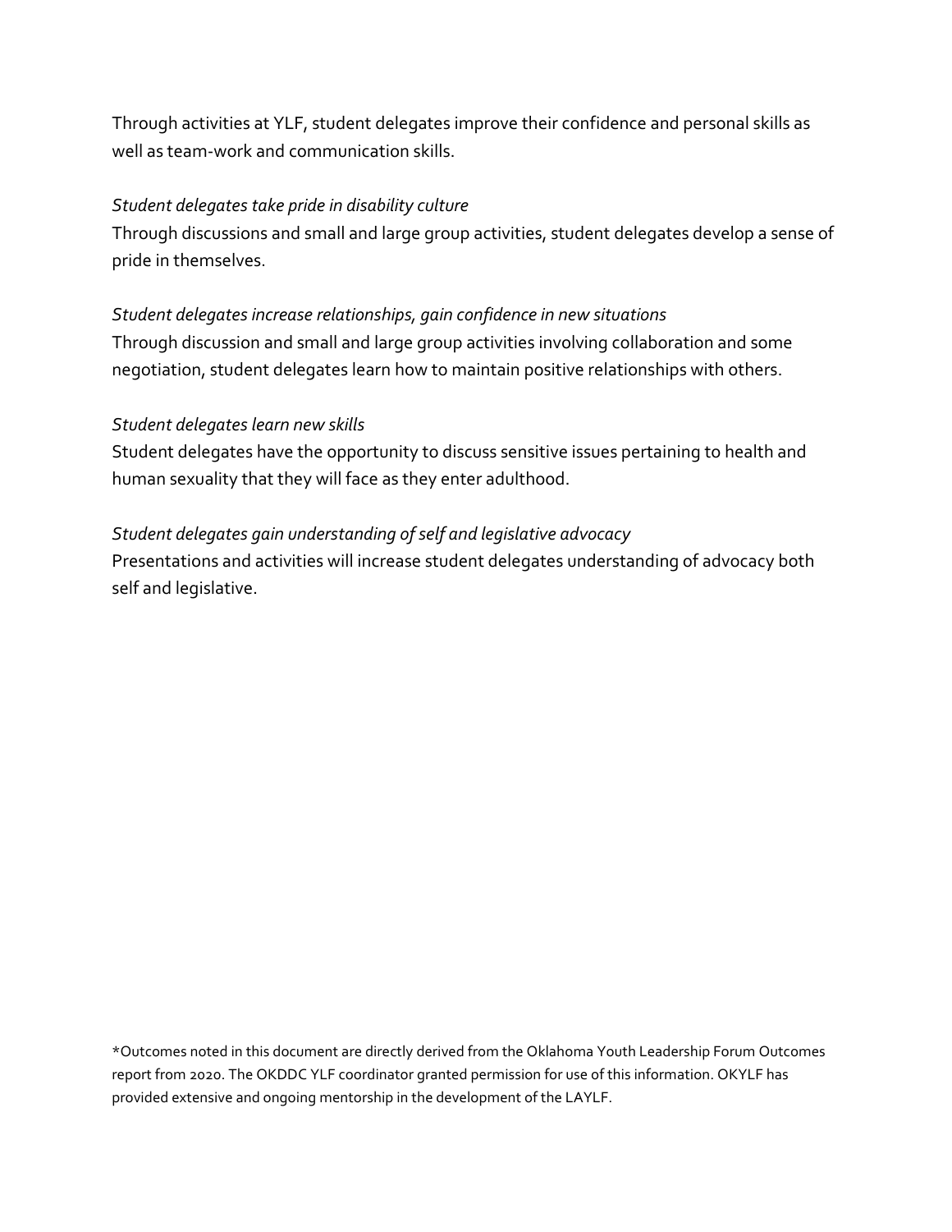Through activities at YLF, student delegates improve their confidence and personal skills as well as team-work and communication skills.

*Student delegates take pride in disability culture*

Through discussions and small and large group activities, student delegates develop a sense of pride in themselves.

*Student delegates increase relationships, gain confidence in new situations*

Through discussion and small and large group activities involving collaboration and some negotiation, student delegates learn how to maintain positive relationships with others.

*Student delegates learn new skills*

Student delegates have the opportunity to discuss sensitive issues pertaining to health and human sexuality that they will face as they enter adulthood.

*Student delegates gain understanding of self and legislative advocacy*

Presentations and activities will increase student delegates understanding of advocacy both self and legislative.

*Outcomes noted in this document are directly derived from the Oklahoma Youth Leadership Forum Outcomes report from 2020. The OKDDC YLF coordinator granted permission for use of this information. OKYLF has provided extensive and ongoing mentorship in the development of the LAYLF.